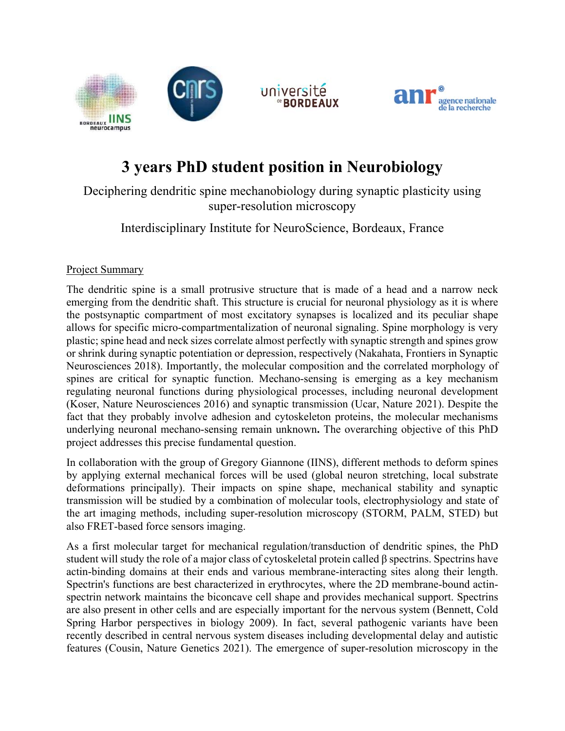# 3 years PhD student position in Neurobiology

Deciphering dendritic spine mechanobiology during synaptic plasticity using super-resolution microscopy

Interdisciplinary Institute for NeuroScience, Bordeaux, France

<u>Project Summary</u>

The dendritic spine is a small protrusive structure that is made of a head and a narrow neck emerging from the dendritic shaft. This structure is crucial for neuronal physiology as it is where the postsynaptic compartment of most excitatory synapses is localized and its peculiar shape allows for specific micro-compartmentalization of neuronal signaling. Spine morphology is very plastic; spine head and neck sizes correlate almost perfectly with synaptic strength and spines grow or shrink during synaptic potentiation or depression, respectively (Nakahata, Frontiers in Synaptic Neurosciences 2018). Importantly, the molecular composition and the correlated morphology of spines are critical for synaptic function. Mechano-sensing is emerging as a key mechanism regulating neuronal functions during physiological processes, including neuronal development (Koser, Nature Neurosciences 2016) and synaptic transmission (Ucar, Nature 2021). Despite the fact that they probably involve adhesion and cytoskeleton proteins, the molecular mechanisms underlying neuronal mechano-sensing remain unknown**.** The overarching objective of this PhD project addresses this precise fundamental question.

In collaboration with the group of Gregory Giannone (IINS), different methods to deform spines by applying external mechanical forces will be used (global neuron stretching, local substrate deformations principally). Their impacts on spine shape, mechanical stability and synaptic transmission will be studied by a combination of molecular tools, electrophysiology and state of the art imaging methods, including super-resolution microscopy (STORM, PALM, STED) but also FRET-based force sensors imaging.

As a first molecular target for mechanical regulation/transduction of dendritic spines, the PhD student will study the role of a major class of cytoskeletal protein called β spectrins. Spectrins have actin-binding domains at their ends and various membrane-interacting sites along their length. Spectrin's functions are best characterized in erythrocytes, where the 2D membrane-bound actin-spectrin network maintains the biconcave cell shape and provides mechanical support. Spectrins are also present in other cells and are especially important for the nervous system (Bennett, Cold Spring Harbor perspectives in biology 2009). In fact, several pathogenic variants have been recently described in central nervous system diseases including developmental delay and autistic features (Cousin, Nature Genetics 2021). The emergence of super-resolution microscopy in the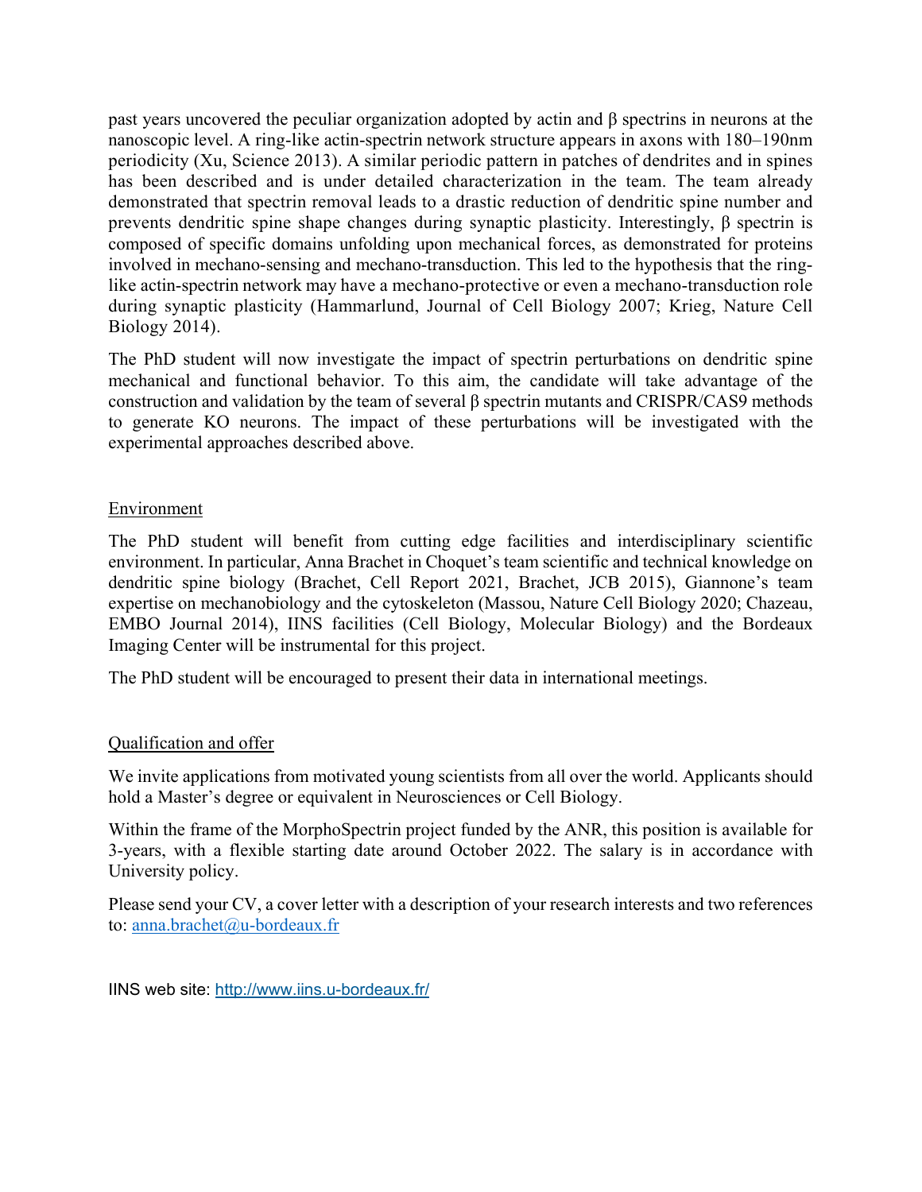past years uncovered the peculiar organization adopted by actin and β spectrins in neurons at the nanoscopic level. A ring-like actin-spectrin network structure appears in axons with 180–190nm periodicity (Xu, Science 2013). A similar periodic pattern in patches of dendrites and in spines has been described and is under detailed characterization in the team. The team already demonstrated that spectrin removal leads to a drastic reduction of dendritic spine number and prevents dendritic spine shape changes during synaptic plasticity. Interestingly, β spectrin is composed of specific domains unfolding upon mechanical forces, as demonstrated for proteins involved in mechano-sensing and mechano-transduction. This led to the hypothesis that the ring-like actin-spectrin network may have a mechano-protective or even a mechano-transduction role during synaptic plasticity (Hammarlund, Journal of Cell Biology 2007; Krieg, Nature Cell Biology 2014).

The PhD student will now investigate the impact of spectrin perturbations on dendritic spine mechanical and functional behavior. To this aim, the candidate will take advantage of the construction and validation by the team of several β spectrin mutants and CRISPR/CAS9 methods to generate KO neurons. The impact of these perturbations will be investigated with the experimental approaches described above.

## Environment

The PhD student will benefit from cutting edge facilities and interdisciplinary scientific environment. In particular, Anna Brachet in Choquet's team scientific and technical knowledge on dendritic spine biology (Brachet, Cell Report 2021, Brachet, JCB 2015), Giannone's team expertise on mechanobiology and the cytoskeleton (Massou, Nature Cell Biology 2020; Chazeau, EMBO Journal 2014), IINS facilities (Cell Biology, Molecular Biology) and the Bordeaux Imaging Center will be instrumental for this project.

The PhD student will be encouraged to present their data in international meetings.

## Qualification and offer

We invite applications from motivated young scientists from all over the world. Applicants should hold a Master's degree or equivalent in Neurosciences or Cell Biology.

Within the frame of the MorphoSpectrin project funded by the ANR, this position is available for 3-years, with a flexible starting date around October 2022. The salary is in accordance with University policy.

Please send your CV, a cover letter with a description of your research interests and two references to: anna.brachet@u-bordeaux.fr

IINS web site: http://www.iins.u-bordeaux.fr/